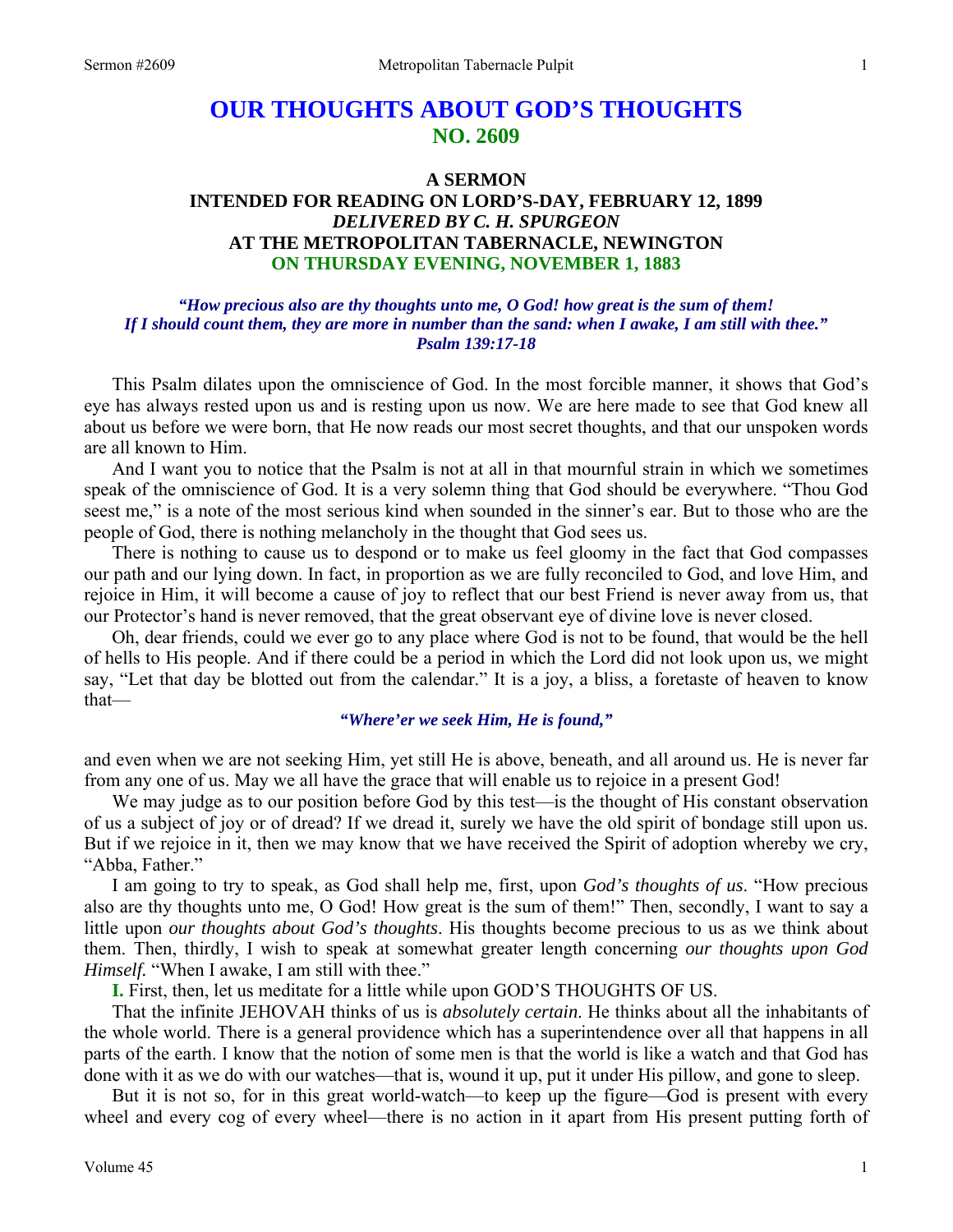# OUR THOUGHTS ABOUT GOD'S THOUGHTS
## NO. 2609

### A SERMON
### INTENDED FOR READING ON LORD'S-DAY, FEBRUARY 12, 1899
### *DELIVERED BY C. H. SPURGEON*
### AT THE METROPOLITAN TABERNACLE, NEWINGTON
### ON THURSDAY EVENING, NOVEMBER 1, 1883

***"How precious also are thy thoughts unto me, O God! how great is the sum of them! If I should count them, they are more in number than the sand: when I awake, I am still with thee." Psalm 139:17-18***

This Psalm dilates upon the omniscience of God. In the most forcible manner, it shows that God's eye has always rested upon us and is resting upon us now. We are here made to see that God knew all about us before we were born, that He now reads our most secret thoughts, and that our unspoken words are all known to Him.

And I want you to notice that the Psalm is not at all in that mournful strain in which we sometimes speak of the omniscience of God. It is a very solemn thing that God should be everywhere. "Thou God seest me," is a note of the most serious kind when sounded in the sinner's ear. But to those who are the people of God, there is nothing melancholy in the thought that God sees us.

There is nothing to cause us to despond or to make us feel gloomy in the fact that God compasses our path and our lying down. In fact, in proportion as we are fully reconciled to God, and love Him, and rejoice in Him, it will become a cause of joy to reflect that our best Friend is never away from us, that our Protector's hand is never removed, that the great observant eye of divine love is never closed.

Oh, dear friends, could we ever go to any place where God is not to be found, that would be the hell of hells to His people. And if there could be a period in which the Lord did not look upon us, we might say, "Let that day be blotted out from the calendar." It is a joy, a bliss, a foretaste of heaven to know that—

***"Where'er we seek Him, He is found,"***

and even when we are not seeking Him, yet still He is above, beneath, and all around us. He is never far from any one of us. May we all have the grace that will enable us to rejoice in a present God!

We may judge as to our position before God by this test—is the thought of His constant observation of us a subject of joy or of dread? If we dread it, surely we have the old spirit of bondage still upon us. But if we rejoice in it, then we may know that we have received the Spirit of adoption whereby we cry, "Abba, Father."

I am going to try to speak, as God shall help me, first, upon *God's thoughts of us*. "How precious also are thy thoughts unto me, O God! How great is the sum of them!" Then, secondly, I want to say a little upon *our thoughts about God's thoughts*. His thoughts become precious to us as we think about them. Then, thirdly, I wish to speak at somewhat greater length concerning *our thoughts upon God Himself.* "When I awake, I am still with thee."

**I.** First, then, let us meditate for a little while upon GOD'S THOUGHTS OF US.

That the infinite JEHOVAH thinks of us is *absolutely certain*. He thinks about all the inhabitants of the whole world. There is a general providence which has a superintendence over all that happens in all parts of the earth. I know that the notion of some men is that the world is like a watch and that God has done with it as we do with our watches—that is, wound it up, put it under His pillow, and gone to sleep.

But it is not so, for in this great world-watch—to keep up the figure—God is present with every wheel and every cog of every wheel—there is no action in it apart from His present putting forth of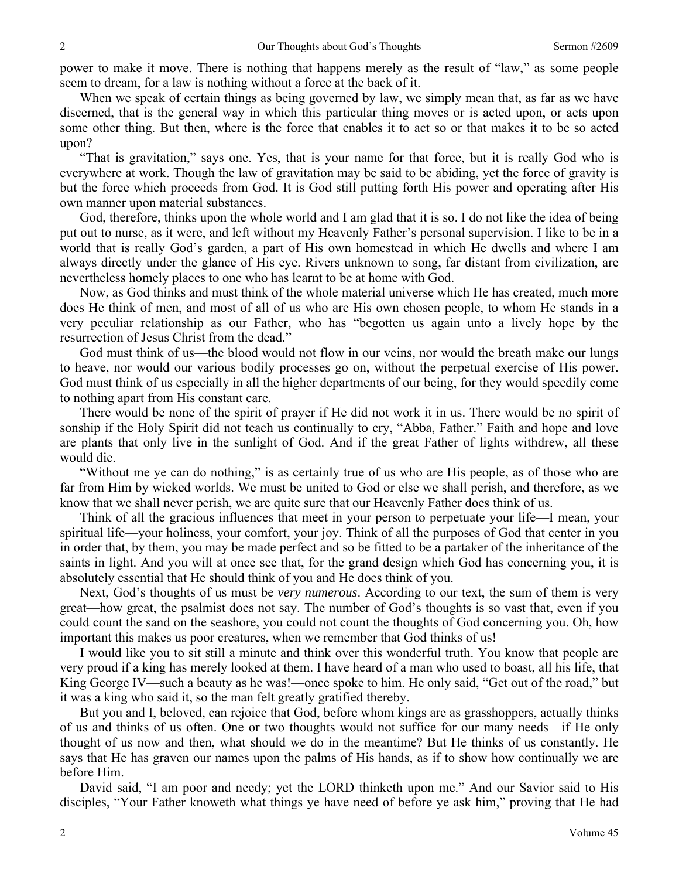power to make it move. There is nothing that happens merely as the result of "law," as some people seem to dream, for a law is nothing without a force at the back of it.

When we speak of certain things as being governed by law, we simply mean that, as far as we have discerned, that is the general way in which this particular thing moves or is acted upon, or acts upon some other thing. But then, where is the force that enables it to act so or that makes it to be so acted upon?

"That is gravitation," says one. Yes, that is your name for that force, but it is really God who is everywhere at work. Though the law of gravitation may be said to be abiding, yet the force of gravity is but the force which proceeds from God. It is God still putting forth His power and operating after His own manner upon material substances.

God, therefore, thinks upon the whole world and I am glad that it is so. I do not like the idea of being put out to nurse, as it were, and left without my Heavenly Father's personal supervision. I like to be in a world that is really God's garden, a part of His own homestead in which He dwells and where I am always directly under the glance of His eye. Rivers unknown to song, far distant from civilization, are nevertheless homely places to one who has learnt to be at home with God.

Now, as God thinks and must think of the whole material universe which He has created, much more does He think of men, and most of all of us who are His own chosen people, to whom He stands in a very peculiar relationship as our Father, who has "begotten us again unto a lively hope by the resurrection of Jesus Christ from the dead."

God must think of us—the blood would not flow in our veins, nor would the breath make our lungs to heave, nor would our various bodily processes go on, without the perpetual exercise of His power. God must think of us especially in all the higher departments of our being, for they would speedily come to nothing apart from His constant care.

There would be none of the spirit of prayer if He did not work it in us. There would be no spirit of sonship if the Holy Spirit did not teach us continually to cry, "Abba, Father." Faith and hope and love are plants that only live in the sunlight of God. And if the great Father of lights withdrew, all these would die.

"Without me ye can do nothing," is as certainly true of us who are His people, as of those who are far from Him by wicked worlds. We must be united to God or else we shall perish, and therefore, as we know that we shall never perish, we are quite sure that our Heavenly Father does think of us.

Think of all the gracious influences that meet in your person to perpetuate your life—I mean, your spiritual life—your holiness, your comfort, your joy. Think of all the purposes of God that center in you in order that, by them, you may be made perfect and so be fitted to be a partaker of the inheritance of the saints in light. And you will at once see that, for the grand design which God has concerning you, it is absolutely essential that He should think of you and He does think of you.

Next, God's thoughts of us must be *very numerous*. According to our text, the sum of them is very great—how great, the psalmist does not say. The number of God's thoughts is so vast that, even if you could count the sand on the seashore, you could not count the thoughts of God concerning you. Oh, how important this makes us poor creatures, when we remember that God thinks of us!

I would like you to sit still a minute and think over this wonderful truth. You know that people are very proud if a king has merely looked at them. I have heard of a man who used to boast, all his life, that King George IV—such a beauty as he was!—once spoke to him. He only said, "Get out of the road," but it was a king who said it, so the man felt greatly gratified thereby.

But you and I, beloved, can rejoice that God, before whom kings are as grasshoppers, actually thinks of us and thinks of us often. One or two thoughts would not suffice for our many needs—if He only thought of us now and then, what should we do in the meantime? But He thinks of us constantly. He says that He has graven our names upon the palms of His hands, as if to show how continually we are before Him.

David said, "I am poor and needy; yet the LORD thinketh upon me." And our Savior said to His disciples, "Your Father knoweth what things ye have need of before ye ask him," proving that He had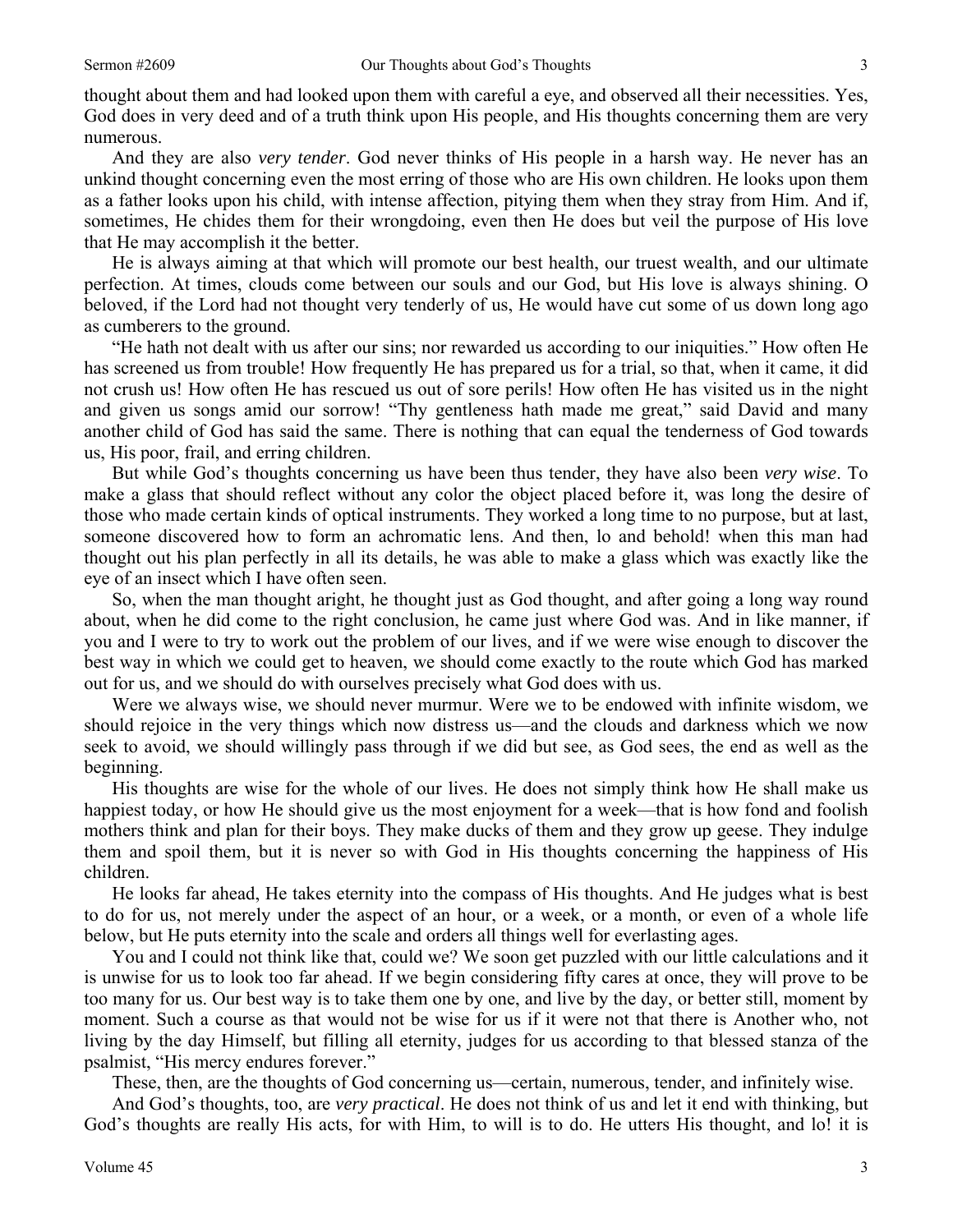thought about them and had looked upon them with careful a eye, and observed all their necessities. Yes, God does in very deed and of a truth think upon His people, and His thoughts concerning them are very numerous.

And they are also *very tender*. God never thinks of His people in a harsh way. He never has an unkind thought concerning even the most erring of those who are His own children. He looks upon them as a father looks upon his child, with intense affection, pitying them when they stray from Him. And if, sometimes, He chides them for their wrongdoing, even then He does but veil the purpose of His love that He may accomplish it the better.

He is always aiming at that which will promote our best health, our truest wealth, and our ultimate perfection. At times, clouds come between our souls and our God, but His love is always shining. O beloved, if the Lord had not thought very tenderly of us, He would have cut some of us down long ago as cumberers to the ground.

"He hath not dealt with us after our sins; nor rewarded us according to our iniquities." How often He has screened us from trouble! How frequently He has prepared us for a trial, so that, when it came, it did not crush us! How often He has rescued us out of sore perils! How often He has visited us in the night and given us songs amid our sorrow! "Thy gentleness hath made me great," said David and many another child of God has said the same. There is nothing that can equal the tenderness of God towards us, His poor, frail, and erring children.

But while God's thoughts concerning us have been thus tender, they have also been *very wise*. To make a glass that should reflect without any color the object placed before it, was long the desire of those who made certain kinds of optical instruments. They worked a long time to no purpose, but at last, someone discovered how to form an achromatic lens. And then, lo and behold! when this man had thought out his plan perfectly in all its details, he was able to make a glass which was exactly like the eye of an insect which I have often seen.

So, when the man thought aright, he thought just as God thought, and after going a long way round about, when he did come to the right conclusion, he came just where God was. And in like manner, if you and I were to try to work out the problem of our lives, and if we were wise enough to discover the best way in which we could get to heaven, we should come exactly to the route which God has marked out for us, and we should do with ourselves precisely what God does with us.

Were we always wise, we should never murmur. Were we to be endowed with infinite wisdom, we should rejoice in the very things which now distress us—and the clouds and darkness which we now seek to avoid, we should willingly pass through if we did but see, as God sees, the end as well as the beginning.

His thoughts are wise for the whole of our lives. He does not simply think how He shall make us happiest today, or how He should give us the most enjoyment for a week—that is how fond and foolish mothers think and plan for their boys. They make ducks of them and they grow up geese. They indulge them and spoil them, but it is never so with God in His thoughts concerning the happiness of His children.

He looks far ahead, He takes eternity into the compass of His thoughts. And He judges what is best to do for us, not merely under the aspect of an hour, or a week, or a month, or even of a whole life below, but He puts eternity into the scale and orders all things well for everlasting ages.

You and I could not think like that, could we? We soon get puzzled with our little calculations and it is unwise for us to look too far ahead. If we begin considering fifty cares at once, they will prove to be too many for us. Our best way is to take them one by one, and live by the day, or better still, moment by moment. Such a course as that would not be wise for us if it were not that there is Another who, not living by the day Himself, but filling all eternity, judges for us according to that blessed stanza of the psalmist, "His mercy endures forever."

These, then, are the thoughts of God concerning us—certain, numerous, tender, and infinitely wise.

And God's thoughts, too, are *very practical*. He does not think of us and let it end with thinking, but God's thoughts are really His acts, for with Him, to will is to do. He utters His thought, and lo! it is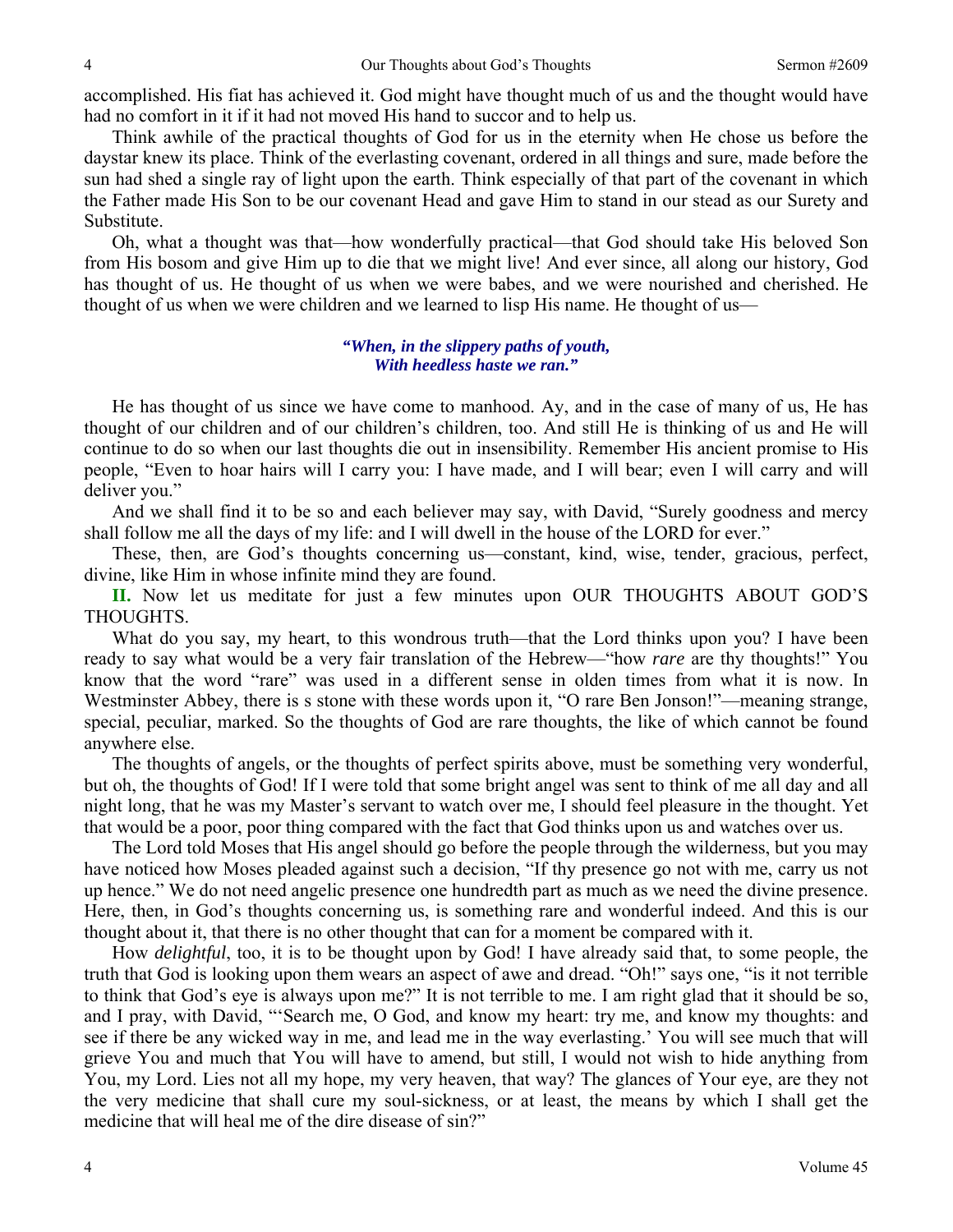accomplished. His fiat has achieved it. God might have thought much of us and the thought would have had no comfort in it if it had not moved His hand to succor and to help us.

Think awhile of the practical thoughts of God for us in the eternity when He chose us before the daystar knew its place. Think of the everlasting covenant, ordered in all things and sure, made before the sun had shed a single ray of light upon the earth. Think especially of that part of the covenant in which the Father made His Son to be our covenant Head and gave Him to stand in our stead as our Surety and Substitute.

Oh, what a thought was that—how wonderfully practical—that God should take His beloved Son from His bosom and give Him up to die that we might live! And ever since, all along our history, God has thought of us. He thought of us when we were babes, and we were nourished and cherished. He thought of us when we were children and we learned to lisp His name. He thought of us—

> ***"When, in the slippery paths of youth,***
> ***With heedless haste we ran."***

He has thought of us since we have come to manhood. Ay, and in the case of many of us, He has thought of our children and of our children's children, too. And still He is thinking of us and He will continue to do so when our last thoughts die out in insensibility. Remember His ancient promise to His people, "Even to hoar hairs will I carry you: I have made, and I will bear; even I will carry and will deliver you."

And we shall find it to be so and each believer may say, with David, "Surely goodness and mercy shall follow me all the days of my life: and I will dwell in the house of the LORD for ever."

These, then, are God's thoughts concerning us—constant, kind, wise, tender, gracious, perfect, divine, like Him in whose infinite mind they are found.

**II.** Now let us meditate for just a few minutes upon OUR THOUGHTS ABOUT GOD'S THOUGHTS.

What do you say, my heart, to this wondrous truth—that the Lord thinks upon you? I have been ready to say what would be a very fair translation of the Hebrew—"how *rare* are thy thoughts!" You know that the word "rare" was used in a different sense in olden times from what it is now. In Westminster Abbey, there is s stone with these words upon it, "O rare Ben Jonson!"—meaning strange, special, peculiar, marked. So the thoughts of God are rare thoughts, the like of which cannot be found anywhere else.

The thoughts of angels, or the thoughts of perfect spirits above, must be something very wonderful, but oh, the thoughts of God! If I were told that some bright angel was sent to think of me all day and all night long, that he was my Master's servant to watch over me, I should feel pleasure in the thought. Yet that would be a poor, poor thing compared with the fact that God thinks upon us and watches over us.

The Lord told Moses that His angel should go before the people through the wilderness, but you may have noticed how Moses pleaded against such a decision, "If thy presence go not with me, carry us not up hence." We do not need angelic presence one hundredth part as much as we need the divine presence. Here, then, in God's thoughts concerning us, is something rare and wonderful indeed. And this is our thought about it, that there is no other thought that can for a moment be compared with it.

How *delightful*, too, it is to be thought upon by God! I have already said that, to some people, the truth that God is looking upon them wears an aspect of awe and dread. "Oh!" says one, "is it not terrible to think that God's eye is always upon me?" It is not terrible to me. I am right glad that it should be so, and I pray, with David, "'Search me, O God, and know my heart: try me, and know my thoughts: and see if there be any wicked way in me, and lead me in the way everlasting.' You will see much that will grieve You and much that You will have to amend, but still, I would not wish to hide anything from You, my Lord. Lies not all my hope, my very heaven, that way? The glances of Your eye, are they not the very medicine that shall cure my soul-sickness, or at least, the means by which I shall get the medicine that will heal me of the dire disease of sin?"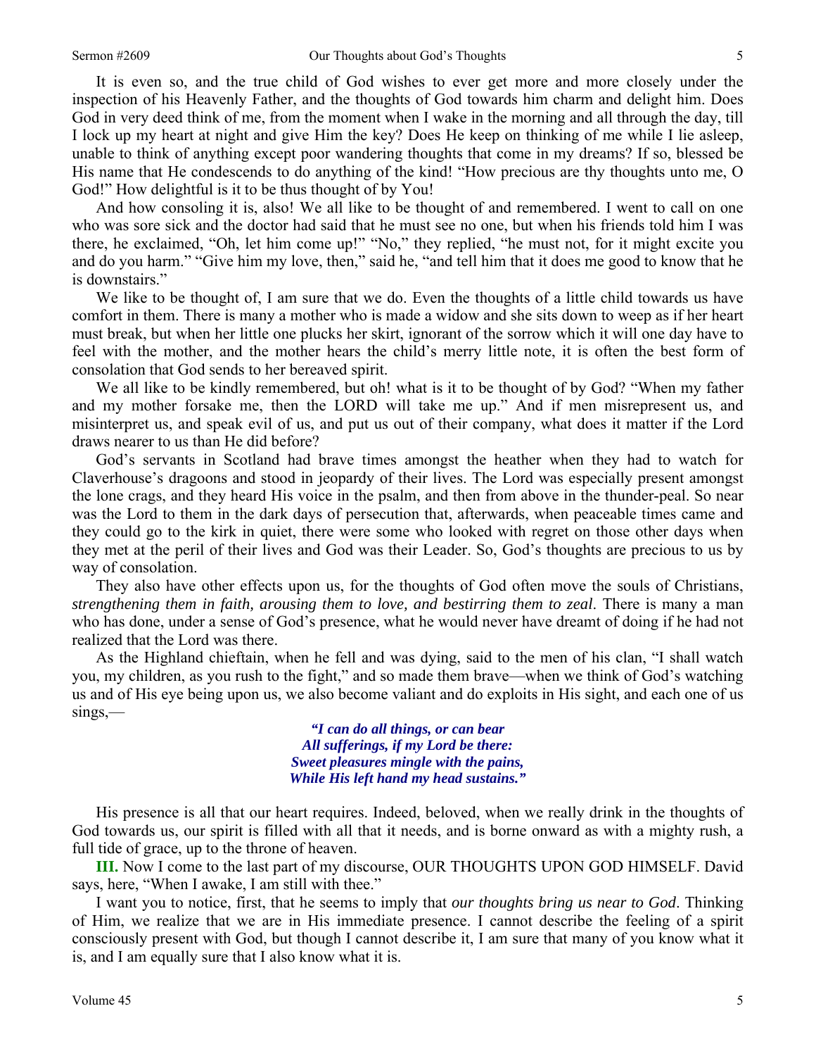It is even so, and the true child of God wishes to ever get more and more closely under the inspection of his Heavenly Father, and the thoughts of God towards him charm and delight him. Does God in very deed think of me, from the moment when I wake in the morning and all through the day, till I lock up my heart at night and give Him the key? Does He keep on thinking of me while I lie asleep, unable to think of anything except poor wandering thoughts that come in my dreams? If so, blessed be His name that He condescends to do anything of the kind! "How precious are thy thoughts unto me, O God!" How delightful is it to be thus thought of by You!

And how consoling it is, also! We all like to be thought of and remembered. I went to call on one who was sore sick and the doctor had said that he must see no one, but when his friends told him I was there, he exclaimed, "Oh, let him come up!" "No," they replied, "he must not, for it might excite you and do you harm." "Give him my love, then," said he, "and tell him that it does me good to know that he is downstairs."

We like to be thought of, I am sure that we do. Even the thoughts of a little child towards us have comfort in them. There is many a mother who is made a widow and she sits down to weep as if her heart must break, but when her little one plucks her skirt, ignorant of the sorrow which it will one day have to feel with the mother, and the mother hears the child's merry little note, it is often the best form of consolation that God sends to her bereaved spirit.

We all like to be kindly remembered, but oh! what is it to be thought of by God? "When my father and my mother forsake me, then the LORD will take me up." And if men misrepresent us, and misinterpret us, and speak evil of us, and put us out of their company, what does it matter if the Lord draws nearer to us than He did before?

God's servants in Scotland had brave times amongst the heather when they had to watch for Claverhouse's dragoons and stood in jeopardy of their lives. The Lord was especially present amongst the lone crags, and they heard His voice in the psalm, and then from above in the thunder-peal. So near was the Lord to them in the dark days of persecution that, afterwards, when peaceable times came and they could go to the kirk in quiet, there were some who looked with regret on those other days when they met at the peril of their lives and God was their Leader. So, God's thoughts are precious to us by way of consolation.

They also have other effects upon us, for the thoughts of God often move the souls of Christians, *strengthening them in faith, arousing them to love, and bestirring them to zeal*. There is many a man who has done, under a sense of God's presence, what he would never have dreamt of doing if he had not realized that the Lord was there.

As the Highland chieftain, when he fell and was dying, said to the men of his clan, "I shall watch you, my children, as you rush to the fight," and so made them brave—when we think of God's watching us and of His eye being upon us, we also become valiant and do exploits in His sight, and each one of us sings,—

> ***"I can do all things, or can bear***
> ***All sufferings, if my Lord be there:***
> ***Sweet pleasures mingle with the pains,***
> ***While His left hand my head sustains."***

His presence is all that our heart requires. Indeed, beloved, when we really drink in the thoughts of God towards us, our spirit is filled with all that it needs, and is borne onward as with a mighty rush, a full tide of grace, up to the throne of heaven.

**III.** Now I come to the last part of my discourse, OUR THOUGHTS UPON GOD HIMSELF. David says, here, "When I awake, I am still with thee."

I want you to notice, first, that he seems to imply that *our thoughts bring us near to God*. Thinking of Him, we realize that we are in His immediate presence. I cannot describe the feeling of a spirit consciously present with God, but though I cannot describe it, I am sure that many of you know what it is, and I am equally sure that I also know what it is.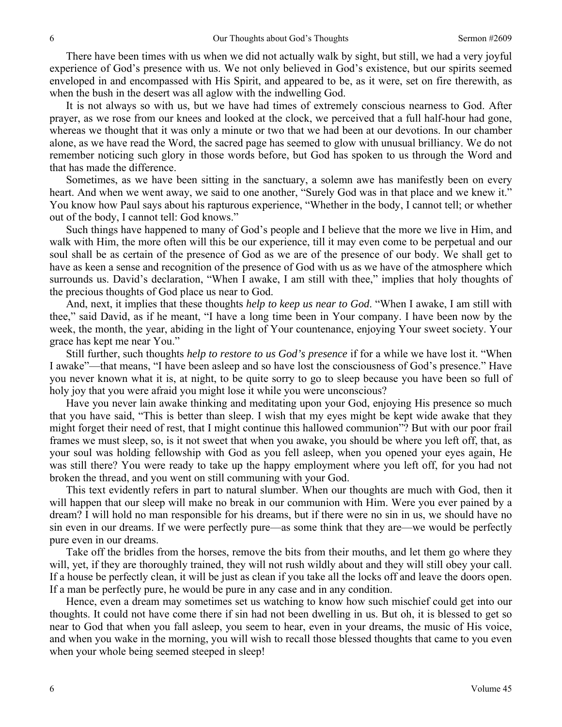There have been times with us when we did not actually walk by sight, but still, we had a very joyful experience of God's presence with us. We not only believed in God's existence, but our spirits seemed enveloped in and encompassed with His Spirit, and appeared to be, as it were, set on fire therewith, as when the bush in the desert was all aglow with the indwelling God.

It is not always so with us, but we have had times of extremely conscious nearness to God. After prayer, as we rose from our knees and looked at the clock, we perceived that a full half-hour had gone, whereas we thought that it was only a minute or two that we had been at our devotions. In our chamber alone, as we have read the Word, the sacred page has seemed to glow with unusual brilliancy. We do not remember noticing such glory in those words before, but God has spoken to us through the Word and that has made the difference.

Sometimes, as we have been sitting in the sanctuary, a solemn awe has manifestly been on every heart. And when we went away, we said to one another, "Surely God was in that place and we knew it." You know how Paul says about his rapturous experience, "Whether in the body, I cannot tell; or whether out of the body, I cannot tell: God knows."

Such things have happened to many of God's people and I believe that the more we live in Him, and walk with Him, the more often will this be our experience, till it may even come to be perpetual and our soul shall be as certain of the presence of God as we are of the presence of our body. We shall get to have as keen a sense and recognition of the presence of God with us as we have of the atmosphere which surrounds us. David's declaration, "When I awake, I am still with thee," implies that holy thoughts of the precious thoughts of God place us near to God.

And, next, it implies that these thoughts *help to keep us near to God*. "When I awake, I am still with thee," said David, as if he meant, "I have a long time been in Your company. I have been now by the week, the month, the year, abiding in the light of Your countenance, enjoying Your sweet society. Your grace has kept me near You."

Still further, such thoughts *help to restore to us God's presence* if for a while we have lost it. "When I awake"—that means, "I have been asleep and so have lost the consciousness of God's presence." Have you never known what it is, at night, to be quite sorry to go to sleep because you have been so full of holy joy that you were afraid you might lose it while you were unconscious?

Have you never lain awake thinking and meditating upon your God, enjoying His presence so much that you have said, "This is better than sleep. I wish that my eyes might be kept wide awake that they might forget their need of rest, that I might continue this hallowed communion"? But with our poor frail frames we must sleep, so, is it not sweet that when you awake, you should be where you left off, that, as your soul was holding fellowship with God as you fell asleep, when you opened your eyes again, He was still there? You were ready to take up the happy employment where you left off, for you had not broken the thread, and you went on still communing with your God.

This text evidently refers in part to natural slumber. When our thoughts are much with God, then it will happen that our sleep will make no break in our communion with Him. Were you ever pained by a dream? I will hold no man responsible for his dreams, but if there were no sin in us, we should have no sin even in our dreams. If we were perfectly pure—as some think that they are—we would be perfectly pure even in our dreams.

Take off the bridles from the horses, remove the bits from their mouths, and let them go where they will, yet, if they are thoroughly trained, they will not rush wildly about and they will still obey your call. If a house be perfectly clean, it will be just as clean if you take all the locks off and leave the doors open. If a man be perfectly pure, he would be pure in any case and in any condition.

Hence, even a dream may sometimes set us watching to know how such mischief could get into our thoughts. It could not have come there if sin had not been dwelling in us. But oh, it is blessed to get so near to God that when you fall asleep, you seem to hear, even in your dreams, the music of His voice, and when you wake in the morning, you will wish to recall those blessed thoughts that came to you even when your whole being seemed steeped in sleep!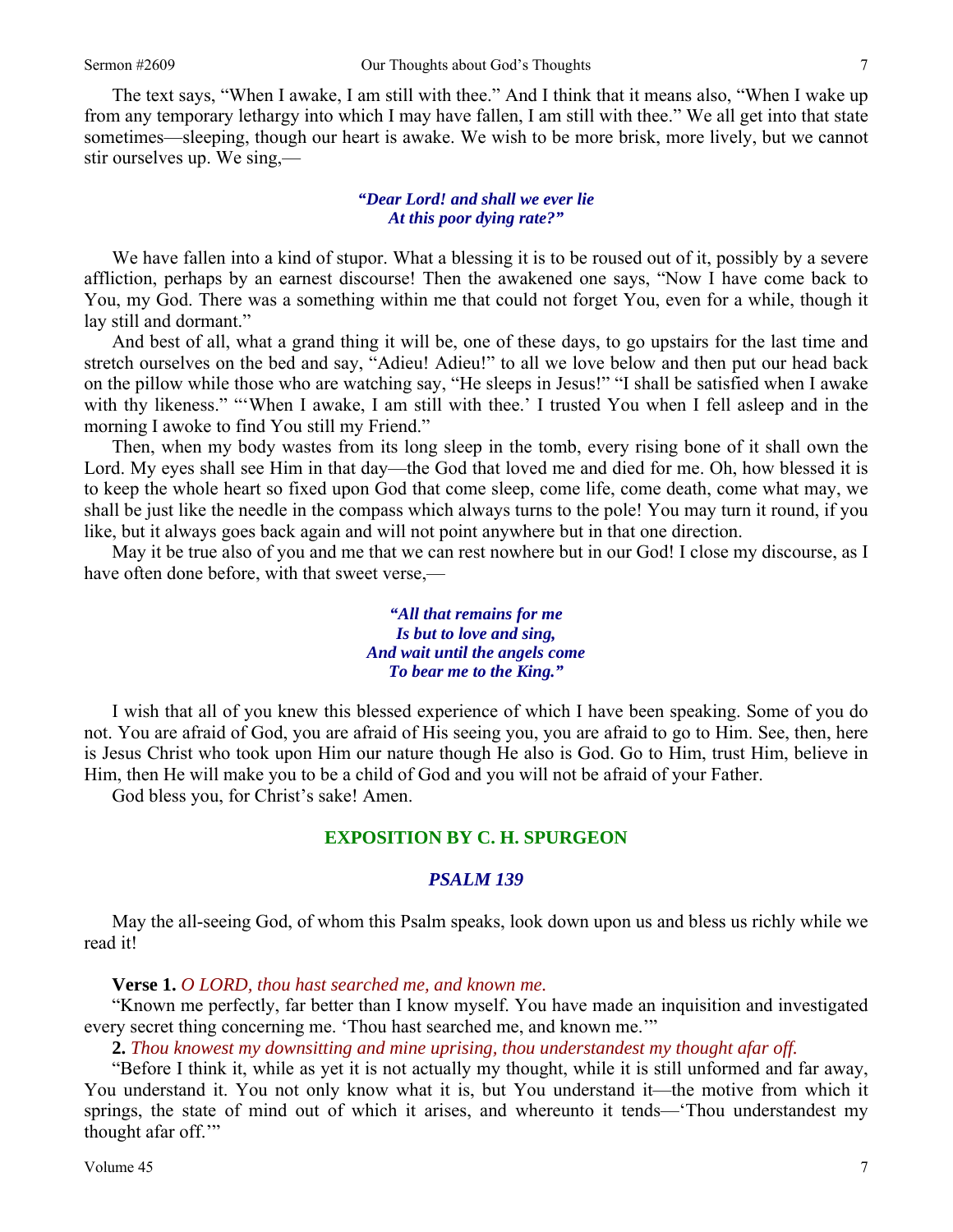The text says, "When I awake, I am still with thee." And I think that it means also, "When I wake up from any temporary lethargy into which I may have fallen, I am still with thee." We all get into that state sometimes—sleeping, though our heart is awake. We wish to be more brisk, more lively, but we cannot stir ourselves up. We sing,—

> ***"Dear Lord! and shall we ever lie***
> ***At this poor dying rate?"***

We have fallen into a kind of stupor. What a blessing it is to be roused out of it, possibly by a severe affliction, perhaps by an earnest discourse! Then the awakened one says, "Now I have come back to You, my God. There was a something within me that could not forget You, even for a while, though it lay still and dormant."

And best of all, what a grand thing it will be, one of these days, to go upstairs for the last time and stretch ourselves on the bed and say, "Adieu! Adieu!" to all we love below and then put our head back on the pillow while those who are watching say, "He sleeps in Jesus!" "I shall be satisfied when I awake with thy likeness." "'When I awake, I am still with thee.' I trusted You when I fell asleep and in the morning I awoke to find You still my Friend."

Then, when my body wastes from its long sleep in the tomb, every rising bone of it shall own the Lord. My eyes shall see Him in that day—the God that loved me and died for me. Oh, how blessed it is to keep the whole heart so fixed upon God that come sleep, come life, come death, come what may, we shall be just like the needle in the compass which always turns to the pole! You may turn it round, if you like, but it always goes back again and will not point anywhere but in that one direction.

May it be true also of you and me that we can rest nowhere but in our God! I close my discourse, as I have often done before, with that sweet verse,—

> ***"All that remains for me***
> ***Is but to love and sing,***
> ***And wait until the angels come***
> ***To bear me to the King."***

I wish that all of you knew this blessed experience of which I have been speaking. Some of you do not. You are afraid of God, you are afraid of His seeing you, you are afraid to go to Him. See, then, here is Jesus Christ who took upon Him our nature though He also is God. Go to Him, trust Him, believe in Him, then He will make you to be a child of God and you will not be afraid of your Father.

God bless you, for Christ's sake! Amen.

## EXPOSITION BY C. H. SPURGEON

### *PSALM 139*

May the all-seeing God, of whom this Psalm speaks, look down upon us and bless us richly while we read it!

**Verse 1.** *O LORD, thou hast searched me, and known me.*

"Known me perfectly, far better than I know myself. You have made an inquisition and investigated every secret thing concerning me. 'Thou hast searched me, and known me.'"

**2.** *Thou knowest my downsitting and mine uprising, thou understandest my thought afar off.*

"Before I think it, while as yet it is not actually my thought, while it is still unformed and far away, You understand it. You not only know what it is, but You understand it—the motive from which it springs, the state of mind out of which it arises, and whereunto it tends—'Thou understandest my thought afar off.'"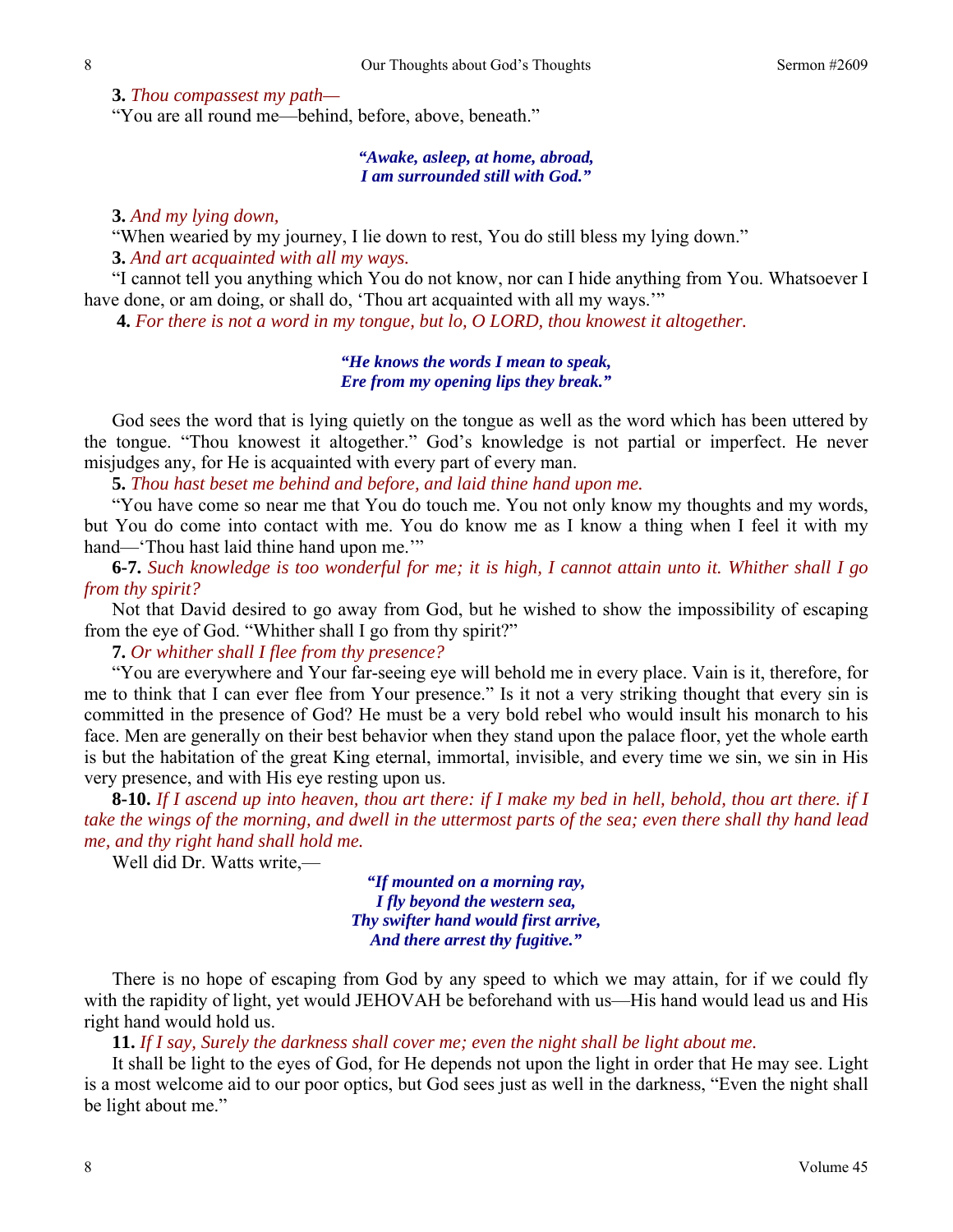**3.** *Thou compassest my path—*

"You are all round me—behind, before, above, beneath."

> ***"Awake, asleep, at home, abroad,***
> ***I am surrounded still with God."***

**3.** *And my lying down,*

"When wearied by my journey, I lie down to rest, You do still bless my lying down."

**3.** *And art acquainted with all my ways.*

"I cannot tell you anything which You do not know, nor can I hide anything from You. Whatsoever I have done, or am doing, or shall do, 'Thou art acquainted with all my ways.'"

**4.** *For there is not a word in my tongue, but lo, O LORD, thou knowest it altogether.*

> ***"He knows the words I mean to speak,***
> ***Ere from my opening lips they break."***

God sees the word that is lying quietly on the tongue as well as the word which has been uttered by the tongue. "Thou knowest it altogether." God's knowledge is not partial or imperfect. He never misjudges any, for He is acquainted with every part of every man.

**5.** *Thou hast beset me behind and before, and laid thine hand upon me.*

"You have come so near me that You do touch me. You not only know my thoughts and my words, but You do come into contact with me. You do know me as I know a thing when I feel it with my hand—'Thou hast laid thine hand upon me.'"

**6-7.** *Such knowledge is too wonderful for me; it is high, I cannot attain unto it. Whither shall I go from thy spirit?*

Not that David desired to go away from God, but he wished to show the impossibility of escaping from the eye of God. "Whither shall I go from thy spirit?"

**7.** *Or whither shall I flee from thy presence?*

"You are everywhere and Your far-seeing eye will behold me in every place. Vain is it, therefore, for me to think that I can ever flee from Your presence." Is it not a very striking thought that every sin is committed in the presence of God? He must be a very bold rebel who would insult his monarch to his face. Men are generally on their best behavior when they stand upon the palace floor, yet the whole earth is but the habitation of the great King eternal, immortal, invisible, and every time we sin, we sin in His very presence, and with His eye resting upon us.

**8-10.** *If I ascend up into heaven, thou art there: if I make my bed in hell, behold, thou art there. if I take the wings of the morning, and dwell in the uttermost parts of the sea; even there shall thy hand lead me, and thy right hand shall hold me.*

Well did Dr. Watts write,—

> ***"If mounted on a morning ray,***
> ***I fly beyond the western sea,***
> ***Thy swifter hand would first arrive,***
> ***And there arrest thy fugitive."***

There is no hope of escaping from God by any speed to which we may attain, for if we could fly with the rapidity of light, yet would JEHOVAH be beforehand with us—His hand would lead us and His right hand would hold us.

**11.** *If I say, Surely the darkness shall cover me; even the night shall be light about me.*

It shall be light to the eyes of God, for He depends not upon the light in order that He may see. Light is a most welcome aid to our poor optics, but God sees just as well in the darkness, "Even the night shall be light about me."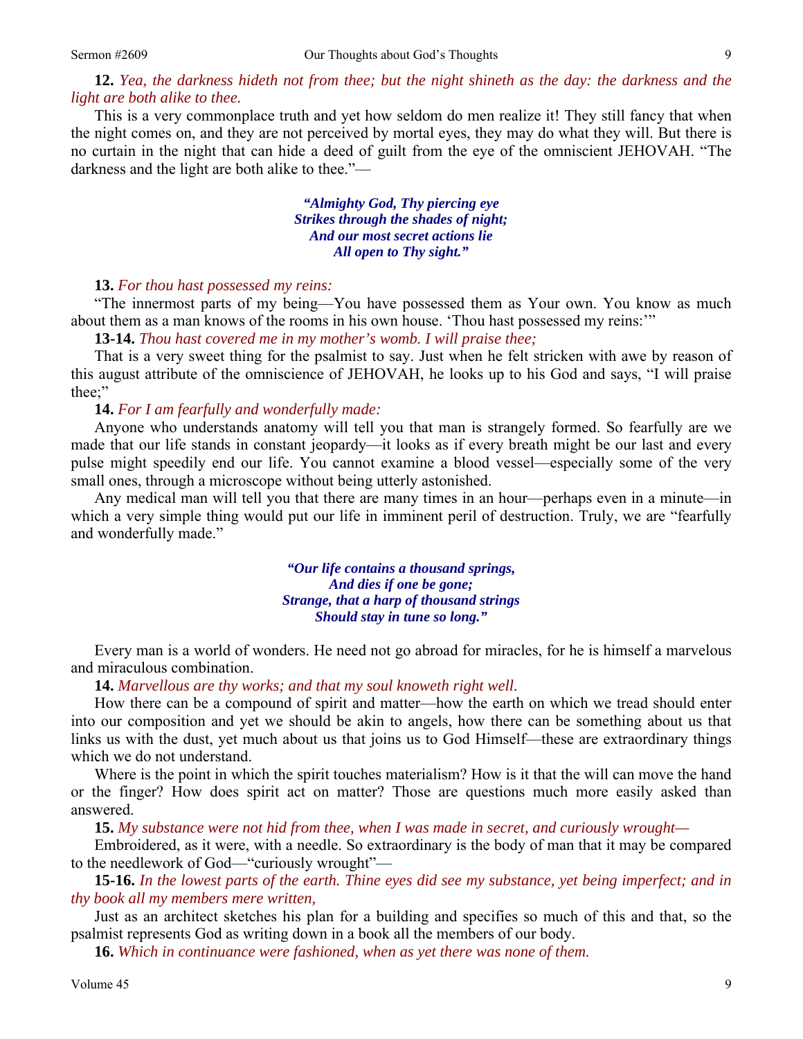**12.** *Yea, the darkness hideth not from thee; but the night shineth as the day: the darkness and the light are both alike to thee.*

This is a very commonplace truth and yet how seldom do men realize it! They still fancy that when the night comes on, and they are not perceived by mortal eyes, they may do what they will. But there is no curtain in the night that can hide a deed of guilt from the eye of the omniscient JEHOVAH. "The darkness and the light are both alike to thee."—

> ***"Almighty God, Thy piercing eye***
> ***Strikes through the shades of night;***
> ***And our most secret actions lie***
> ***All open to Thy sight."***

**13.** *For thou hast possessed my reins:*

"The innermost parts of my being—You have possessed them as Your own. You know as much about them as a man knows of the rooms in his own house. 'Thou hast possessed my reins:'"

**13-14.** *Thou hast covered me in my mother's womb. I will praise thee;*

That is a very sweet thing for the psalmist to say. Just when he felt stricken with awe by reason of this august attribute of the omniscience of JEHOVAH, he looks up to his God and says, "I will praise thee;"

**14.** *For I am fearfully and wonderfully made:*

Anyone who understands anatomy will tell you that man is strangely formed. So fearfully are we made that our life stands in constant jeopardy—it looks as if every breath might be our last and every pulse might speedily end our life. You cannot examine a blood vessel—especially some of the very small ones, through a microscope without being utterly astonished.

Any medical man will tell you that there are many times in an hour—perhaps even in a minute—in which a very simple thing would put our life in imminent peril of destruction. Truly, we are "fearfully and wonderfully made."

> ***"Our life contains a thousand springs,***
> ***And dies if one be gone;***
> ***Strange, that a harp of thousand strings***
> ***Should stay in tune so long."***

Every man is a world of wonders. He need not go abroad for miracles, for he is himself a marvelous and miraculous combination.

**14.** *Marvellous are thy works; and that my soul knoweth right well.*

How there can be a compound of spirit and matter—how the earth on which we tread should enter into our composition and yet we should be akin to angels, how there can be something about us that links us with the dust, yet much about us that joins us to God Himself—these are extraordinary things which we do not understand.

Where is the point in which the spirit touches materialism? How is it that the will can move the hand or the finger? How does spirit act on matter? Those are questions much more easily asked than answered.

**15.** *My substance were not hid from thee, when I was made in secret, and curiously wrought—*

Embroidered, as it were, with a needle. So extraordinary is the body of man that it may be compared to the needlework of God—"curiously wrought"—

**15-16.** *In the lowest parts of the earth. Thine eyes did see my substance, yet being imperfect; and in thy book all my members mere written,*

Just as an architect sketches his plan for a building and specifies so much of this and that, so the psalmist represents God as writing down in a book all the members of our body.

**16.** *Which in continuance were fashioned, when as yet there was none of them.*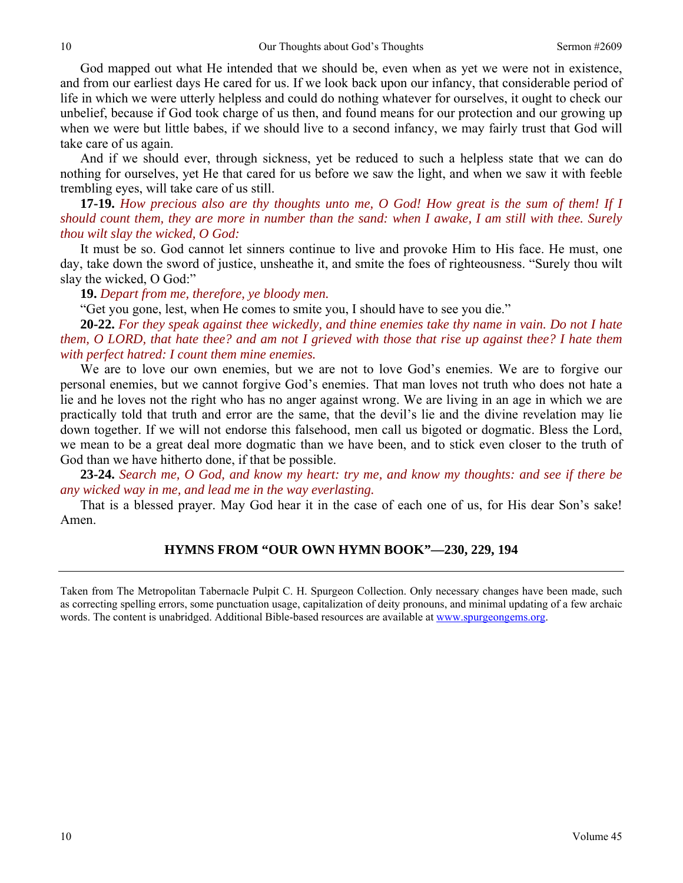God mapped out what He intended that we should be, even when as yet we were not in existence, and from our earliest days He cared for us. If we look back upon our infancy, that considerable period of life in which we were utterly helpless and could do nothing whatever for ourselves, it ought to check our unbelief, because if God took charge of us then, and found means for our protection and our growing up when we were but little babes, if we should live to a second infancy, we may fairly trust that God will take care of us again.

And if we should ever, through sickness, yet be reduced to such a helpless state that we can do nothing for ourselves, yet He that cared for us before we saw the light, and when we saw it with feeble trembling eyes, will take care of us still.

**17-19.** *How precious also are thy thoughts unto me, O God! How great is the sum of them! If I should count them, they are more in number than the sand: when I awake, I am still with thee. Surely thou wilt slay the wicked, O God:*

It must be so. God cannot let sinners continue to live and provoke Him to His face. He must, one day, take down the sword of justice, unsheathe it, and smite the foes of righteousness. "Surely thou wilt slay the wicked, O God:"

**19.** *Depart from me, therefore, ye bloody men.*

"Get you gone, lest, when He comes to smite you, I should have to see you die."

**20-22.** *For they speak against thee wickedly, and thine enemies take thy name in vain. Do not I hate them, O LORD, that hate thee? and am not I grieved with those that rise up against thee? I hate them with perfect hatred: I count them mine enemies.*

We are to love our own enemies, but we are not to love God's enemies. We are to forgive our personal enemies, but we cannot forgive God's enemies. That man loves not truth who does not hate a lie and he loves not the right who has no anger against wrong. We are living in an age in which we are practically told that truth and error are the same, that the devil's lie and the divine revelation may lie down together. If we will not endorse this falsehood, men call us bigoted or dogmatic. Bless the Lord, we mean to be a great deal more dogmatic than we have been, and to stick even closer to the truth of God than we have hitherto done, if that be possible.

**23-24.** *Search me, O God, and know my heart: try me, and know my thoughts: and see if there be any wicked way in me, and lead me in the way everlasting.*

That is a blessed prayer. May God hear it in the case of each one of us, for His dear Son's sake! Amen.

## HYMNS FROM "OUR OWN HYMN BOOK"—230, 229, 194

---

Taken from The Metropolitan Tabernacle Pulpit C. H. Spurgeon Collection. Only necessary changes have been made, such as correcting spelling errors, some punctuation usage, capitalization of deity pronouns, and minimal updating of a few archaic words. The content is unabridged. Additional Bible-based resources are available at www.spurgeongems.org.